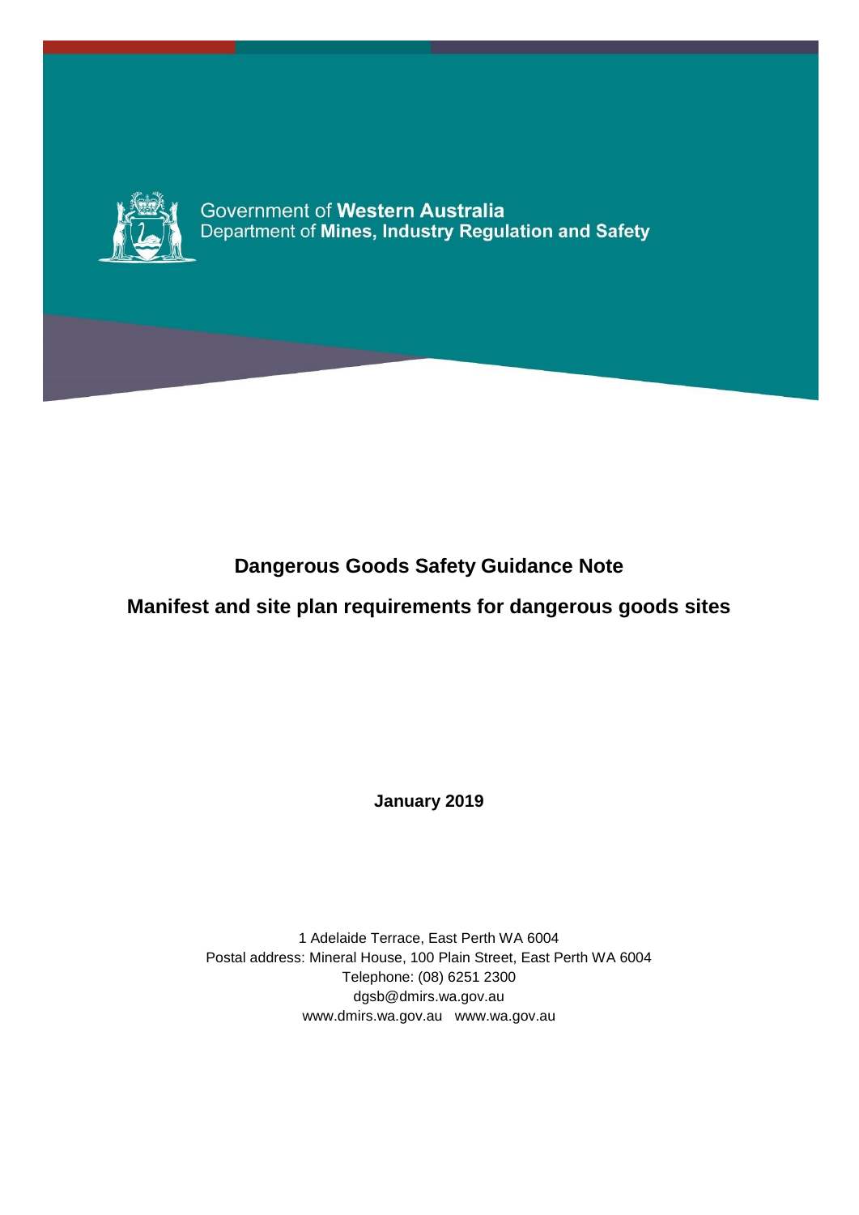Government of **Western Australia**
Department of **Mines, Industry Regulation and Safety**

# Dangerous Goods Safety Guidance Note

# Manifest and site plan requirements for dangerous goods sites

**January 2019**

1 Adelaide Terrace, East Perth WA 6004
Postal address: Mineral House, 100 Plain Street, East Perth WA 6004
Telephone: (08) 6251 2300
dgsb@dmirs.wa.gov.au
www.dmirs.wa.gov.au www.wa.gov.au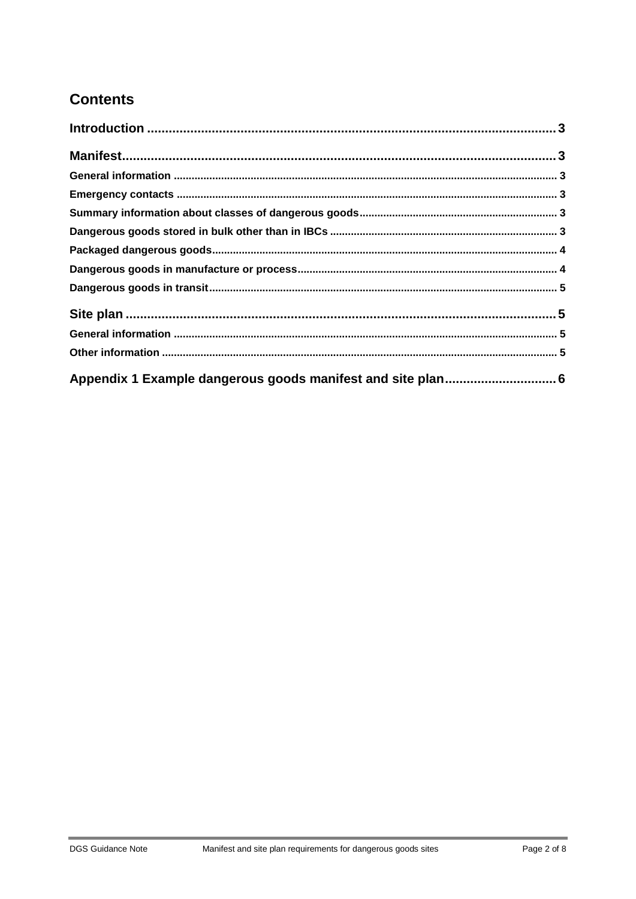## Contents

**Introduction** .................................................. 3

**Manifest** .................................................. 3

- General information .................................................. 3
- Emergency contacts .................................................. 3
- Summary information about classes of dangerous goods .................................................. 3
- Dangerous goods stored in bulk other than in IBCs .................................................. 3
- Packaged dangerous goods .................................................. 4
- Dangerous goods in manufacture or process .................................................. 4
- Dangerous goods in transit .................................................. 5

**Site plan** .................................................. 5

- General information .................................................. 5
- Other information .................................................. 5

**Appendix 1 Example dangerous goods manifest and site plan** .................................................. 6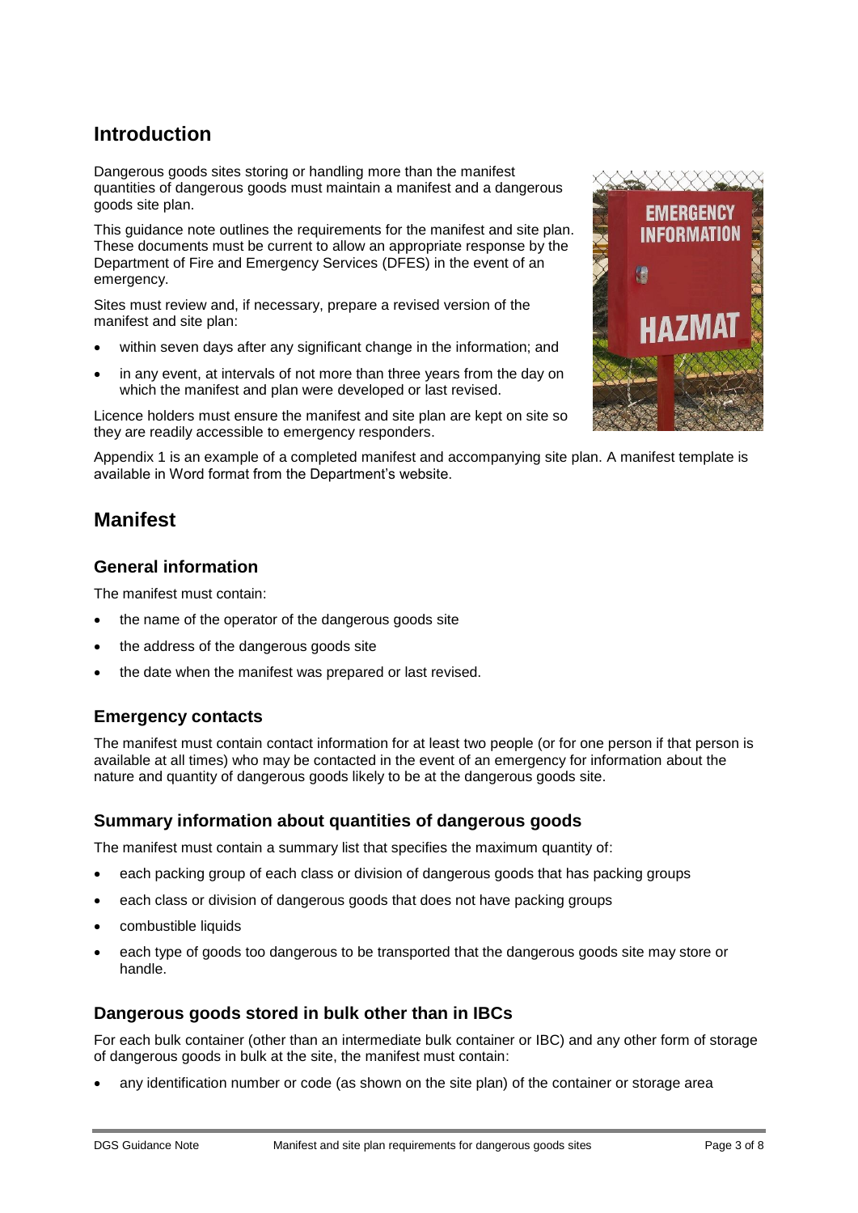## Introduction

Dangerous goods sites storing or handling more than the manifest quantities of dangerous goods must maintain a manifest and a dangerous goods site plan.

This guidance note outlines the requirements for the manifest and site plan. These documents must be current to allow an appropriate response by the Department of Fire and Emergency Services (DFES) in the event of an emergency.

Sites must review and, if necessary, prepare a revised version of the manifest and site plan:

- within seven days after any significant change in the information; and
- in any event, at intervals of not more than three years from the day on which the manifest and plan were developed or last revised.

Licence holders must ensure the manifest and site plan are kept on site so they are readily accessible to emergency responders.

Appendix 1 is an example of a completed manifest and accompanying site plan. A manifest template is available in Word format from the Department's website.

## Manifest

### General information

The manifest must contain:

- the name of the operator of the dangerous goods site
- the address of the dangerous goods site
- the date when the manifest was prepared or last revised.

### Emergency contacts

The manifest must contain contact information for at least two people (or for one person if that person is available at all times) who may be contacted in the event of an emergency for information about the nature and quantity of dangerous goods likely to be at the dangerous goods site.

### Summary information about quantities of dangerous goods

The manifest must contain a summary list that specifies the maximum quantity of:

- each packing group of each class or division of dangerous goods that has packing groups
- each class or division of dangerous goods that does not have packing groups
- combustible liquids
- each type of goods too dangerous to be transported that the dangerous goods site may store or handle.

### Dangerous goods stored in bulk other than in IBCs

For each bulk container (other than an intermediate bulk container or IBC) and any other form of storage of dangerous goods in bulk at the site, the manifest must contain:

- any identification number or code (as shown on the site plan) of the container or storage area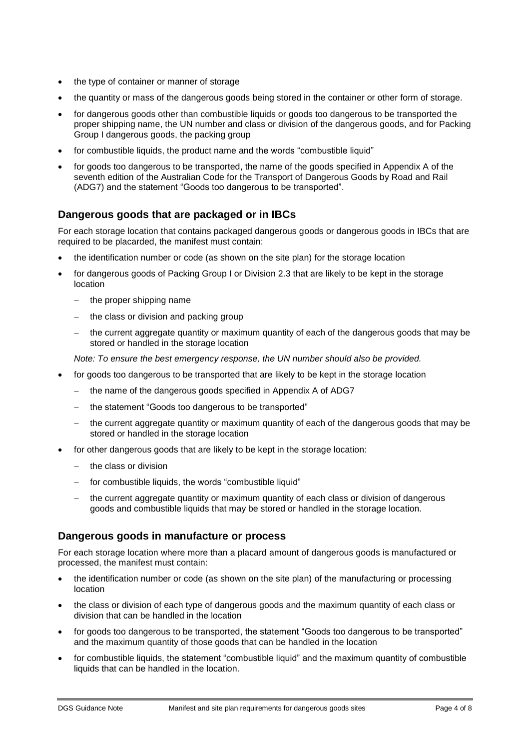- the type of container or manner of storage
- the quantity or mass of the dangerous goods being stored in the container or other form of storage.
- for dangerous goods other than combustible liquids or goods too dangerous to be transported the proper shipping name, the UN number and class or division of the dangerous goods, and for Packing Group I dangerous goods, the packing group
- for combustible liquids, the product name and the words "combustible liquid"
- for goods too dangerous to be transported, the name of the goods specified in Appendix A of the seventh edition of the Australian Code for the Transport of Dangerous Goods by Road and Rail (ADG7) and the statement "Goods too dangerous to be transported".

## Dangerous goods that are packaged or in IBCs

For each storage location that contains packaged dangerous goods or dangerous goods in IBCs that are required to be placarded, the manifest must contain:

- the identification number or code (as shown on the site plan) for the storage location
- for dangerous goods of Packing Group I or Division 2.3 that are likely to be kept in the storage location
  - the proper shipping name
  - the class or division and packing group
  - the current aggregate quantity or maximum quantity of each of the dangerous goods that may be stored or handled in the storage location

  *Note: To ensure the best emergency response, the UN number should also be provided.*
- for goods too dangerous to be transported that are likely to be kept in the storage location
  - the name of the dangerous goods specified in Appendix A of ADG7
  - the statement "Goods too dangerous to be transported"
  - the current aggregate quantity or maximum quantity of each of the dangerous goods that may be stored or handled in the storage location
- for other dangerous goods that are likely to be kept in the storage location:
  - the class or division
  - for combustible liquids, the words "combustible liquid"
  - the current aggregate quantity or maximum quantity of each class or division of dangerous goods and combustible liquids that may be stored or handled in the storage location.

## Dangerous goods in manufacture or process

For each storage location where more than a placard amount of dangerous goods is manufactured or processed, the manifest must contain:

- the identification number or code (as shown on the site plan) of the manufacturing or processing location
- the class or division of each type of dangerous goods and the maximum quantity of each class or division that can be handled in the location
- for goods too dangerous to be transported, the statement "Goods too dangerous to be transported" and the maximum quantity of those goods that can be handled in the location
- for combustible liquids, the statement "combustible liquid" and the maximum quantity of combustible liquids that can be handled in the location.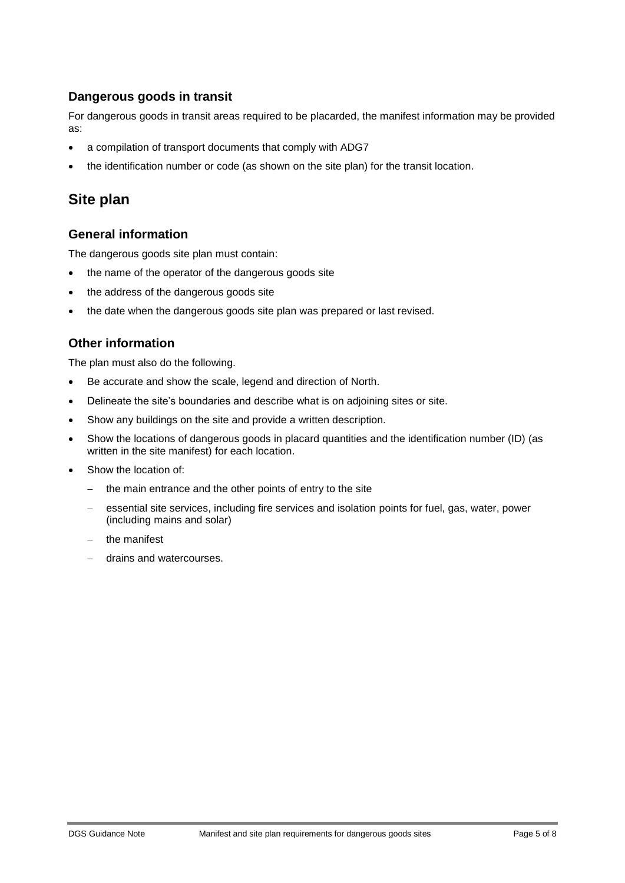### Dangerous goods in transit

For dangerous goods in transit areas required to be placarded, the manifest information may be provided as:

- a compilation of transport documents that comply with ADG7
- the identification number or code (as shown on the site plan) for the transit location.

## Site plan

### General information

The dangerous goods site plan must contain:

- the name of the operator of the dangerous goods site
- the address of the dangerous goods site
- the date when the dangerous goods site plan was prepared or last revised.

### Other information

The plan must also do the following.

- Be accurate and show the scale, legend and direction of North.
- Delineate the site's boundaries and describe what is on adjoining sites or site.
- Show any buildings on the site and provide a written description.
- Show the locations of dangerous goods in placard quantities and the identification number (ID) (as written in the site manifest) for each location.
- Show the location of:
  - the main entrance and the other points of entry to the site
  - essential site services, including fire services and isolation points for fuel, gas, water, power (including mains and solar)
  - the manifest
  - drains and watercourses.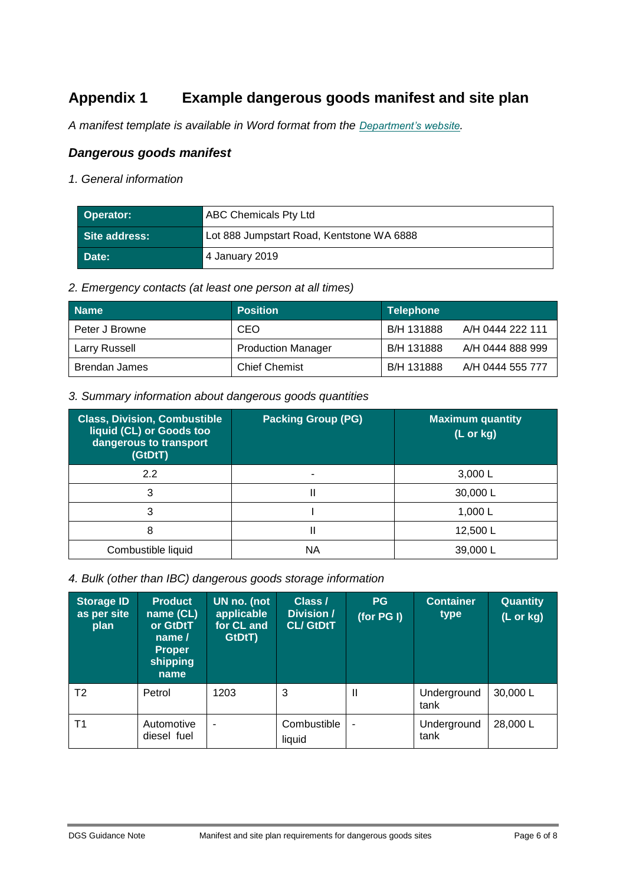## Appendix 1 Example dangerous goods manifest and site plan

*A manifest template is available in Word format from the [Department's website](#).*

### *Dangerous goods manifest*

*1. General information*

| Operator: | ABC Chemicals Pty Ltd |
|---|---|
| Site address: | Lot 888 Jumpstart Road, Kentstone WA 6888 |
| Date: | 4 January 2019 |

*2. Emergency contacts (at least one person at all times)*

| Name | Position | Telephone |
|---|---|---|
| Peter J Browne | CEO | B/H 131888 A/H 0444 222 111 |
| Larry Russell | Production Manager | B/H 131888 A/H 0444 888 999 |
| Brendan James | Chief Chemist | B/H 131888 A/H 0444 555 777 |

*3. Summary information about dangerous goods quantities*

| Class, Division, Combustible liquid (CL) or Goods too dangerous to transport (GtDtT) | Packing Group (PG) | Maximum quantity (L or kg) |
|---|---|---|
| 2.2 | - | 3,000 L |
| 3 | II | 30,000 L |
| 3 | I | 1,000 L |
| 8 | II | 12,500 L |
| Combustible liquid | NA | 39,000 L |

*4. Bulk (other than IBC) dangerous goods storage information*

| Storage ID as per site plan | Product name (CL) or GtDtT name / Proper shipping name | UN no. (not applicable for CL and GtDtT) | Class / Division / CL/ GtDtT | PG (for PG I) | Container type | Quantity (L or kg) |
|---|---|---|---|---|---|---|
| T2 | Petrol | 1203 | 3 | II | Underground tank | 30,000 L |
| T1 | Automotive diesel fuel | - | Combustible liquid | - | Underground tank | 28,000 L |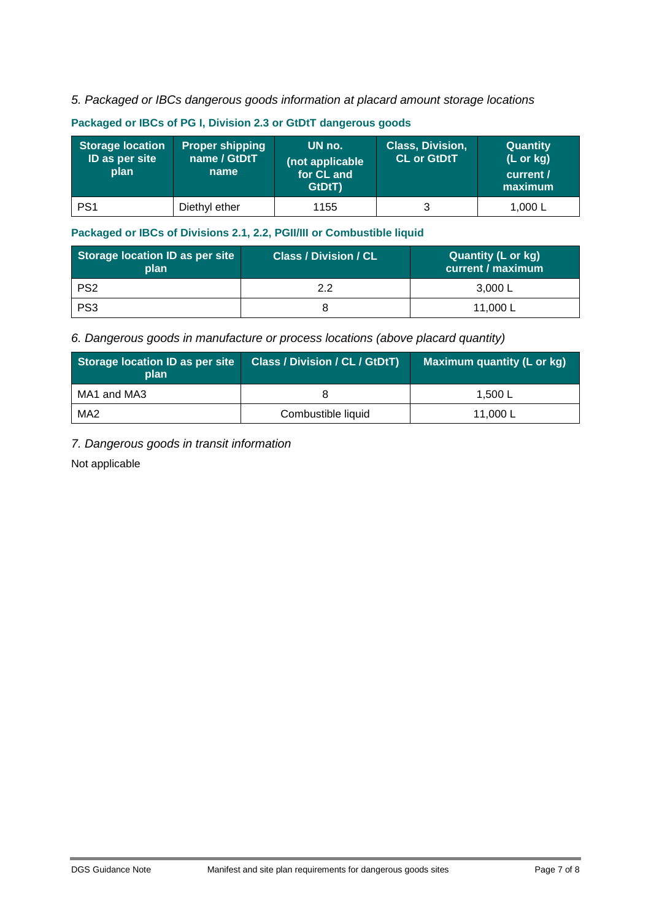*5. Packaged or IBCs dangerous goods information at placard amount storage locations*

**Packaged or IBCs of PG I, Division 2.3 or GtDtT dangerous goods**

| Storage location ID as per site plan | Proper shipping name / GtDtT name | UN no. (not applicable for CL and GtDtT) | Class, Division, CL or GtDtT | Quantity (L or kg) current / maximum |
|---|---|---|---|---|
| PS1 | Diethyl ether | 1155 | 3 | 1,000 L |

**Packaged or IBCs of Divisions 2.1, 2.2, PGII/III or Combustible liquid**

| Storage location ID as per site plan | Class / Division / CL | Quantity (L or kg) current / maximum |
|---|---|---|
| PS2 | 2.2 | 3,000 L |
| PS3 | 8 | 11,000 L |

*6. Dangerous goods in manufacture or process locations (above placard quantity)*

| Storage location ID as per site plan | Class / Division / CL / GtDtT) | Maximum quantity (L or kg) |
|---|---|---|
| MA1 and MA3 | 8 | 1,500 L |
| MA2 | Combustible liquid | 11,000 L |

*7. Dangerous goods in transit information*

Not applicable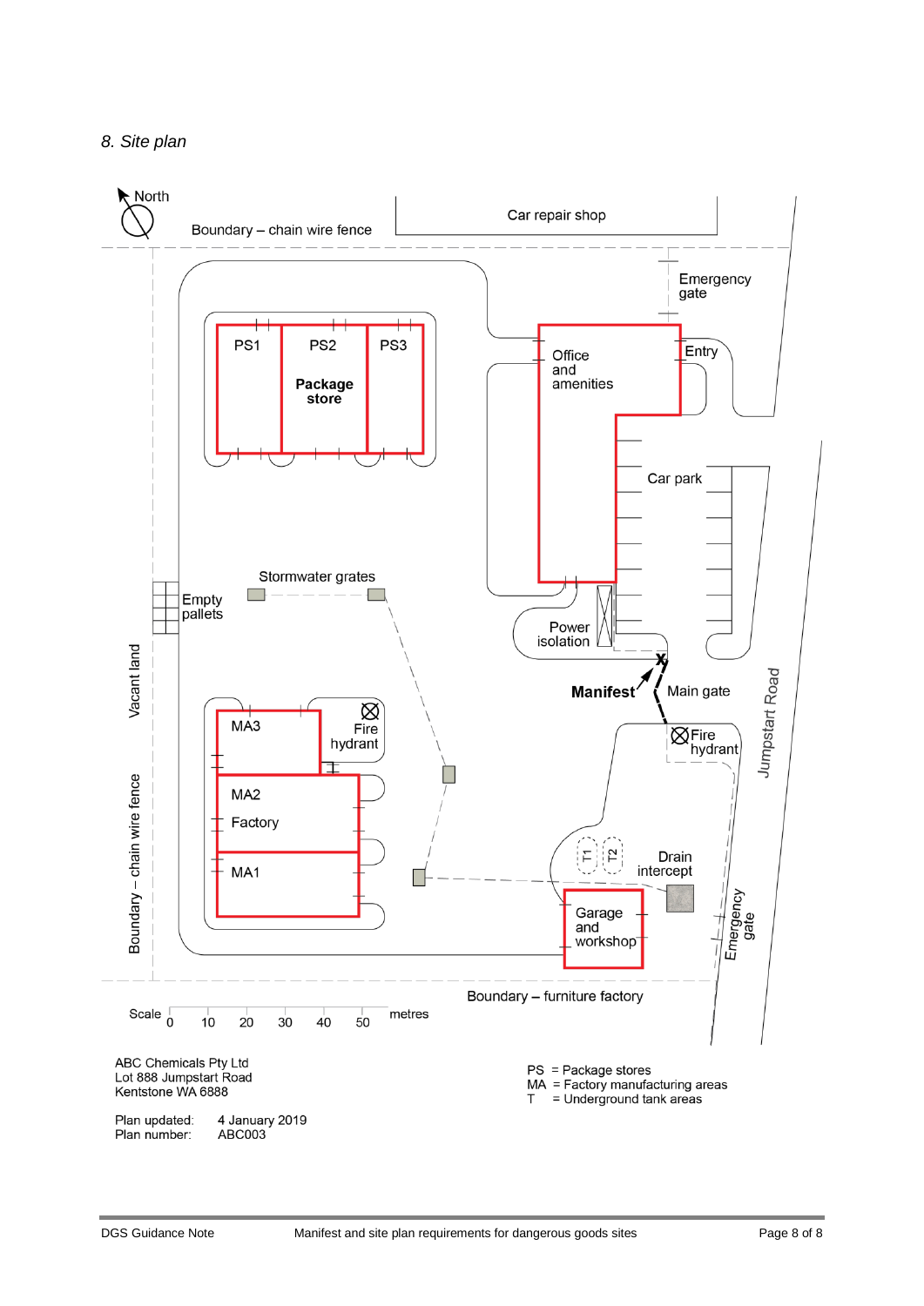*8. Site plan*

North

Boundary – chain wire fence

Car repair shop

Emergency gate

Entry

PS1

PS2

**Package store**

PS3

Office and amenities

Car park

Stormwater grates

Empty pallets

Power isolation

Vacant land

Boundary – chain wire fence

**Manifest**

Main gate

Jumpstart Road

MA3

Fire hydrant

Fire hydrant

MA2

Factory

MA1

T1

T2

Drain intercept

Garage and workshop

Emergency gate

Boundary – furniture factory

Scale 0 10 20 30 40 50 metres

ABC Chemicals Pty Ltd
Lot 888 Jumpstart Road
Kentstone WA 6888

Plan updated: 4 January 2019
Plan number: ABC003

PS = Package stores
MA = Factory manufacturing areas
T = Underground tank areas